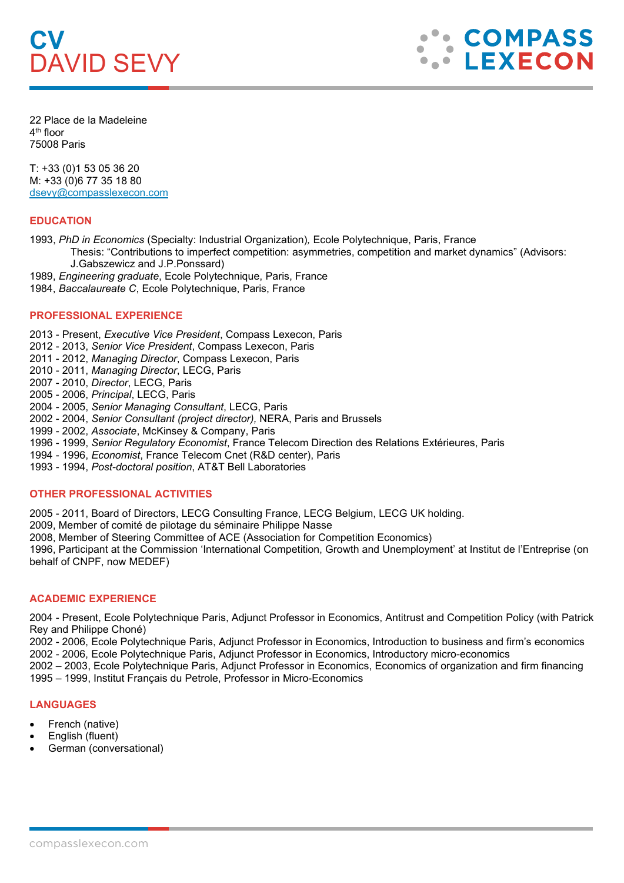# CV
# DAVID SEVY

22 Place de la Madeleine
4th floor
75008 Paris

T: +33 (0)1 53 05 36 20
M: +33 (0)6 77 35 18 80
dsevy@compasslexecon.com

## EDUCATION

1993, *PhD in Economics* (Specialty: Industrial Organization)*,* Ecole Polytechnique, Paris, France
  Thesis: “Contributions to imperfect competition: asymmetries, competition and market dynamics” (Advisors: J.Gabszewicz and J.P.Ponssard)
1989, *Engineering graduate*, Ecole Polytechnique, Paris, France
1984, *Baccalaureate C*, Ecole Polytechnique, Paris, France

## PROFESSIONAL EXPERIENCE

2013 - Present, *Executive Vice President*, Compass Lexecon, Paris
2012 - 2013, *Senior Vice President*, Compass Lexecon, Paris
2011 - 2012, *Managing Director*, Compass Lexecon, Paris
2010 - 2011, *Managing Director*, LECG, Paris
2007 - 2010, *Director*, LECG, Paris
2005 - 2006, *Principal*, LECG, Paris
2004 - 2005, *Senior Managing Consultant*, LECG, Paris
2002 - 2004, *Senior Consultant (project director),* NERA, Paris and Brussels
1999 - 2002, *Associate*, McKinsey & Company, Paris
1996 - 1999, *Senior Regulatory Economist*, France Telecom Direction des Relations Extérieures, Paris
1994 - 1996, *Economist*, France Telecom Cnet (R&D center), Paris
1993 - 1994, *Post-doctoral position*, AT&T Bell Laboratories

## OTHER PROFESSIONAL ACTIVITIES

2005 - 2011, Board of Directors, LECG Consulting France, LECG Belgium, LECG UK holding.
2009, Member of comité de pilotage du séminaire Philippe Nasse
2008, Member of Steering Committee of ACE (Association for Competition Economics)
1996, Participant at the Commission ‘International Competition, Growth and Unemployment’ at Institut de l’Entreprise (on behalf of CNPF, now MEDEF)

## ACADEMIC EXPERIENCE

2004 - Present, Ecole Polytechnique Paris, Adjunct Professor in Economics, Antitrust and Competition Policy (with Patrick Rey and Philippe Choné)
2002 - 2006, Ecole Polytechnique Paris, Adjunct Professor in Economics, Introduction to business and firm’s economics
2002 - 2006, Ecole Polytechnique Paris, Adjunct Professor in Economics, Introductory micro-economics
2002 – 2003, Ecole Polytechnique Paris, Adjunct Professor in Economics, Economics of organization and firm financing
1995 – 1999, Institut Français du Petrole, Professor in Micro-Economics

## LANGUAGES

- French (native)
- English (fluent)
- German (conversational)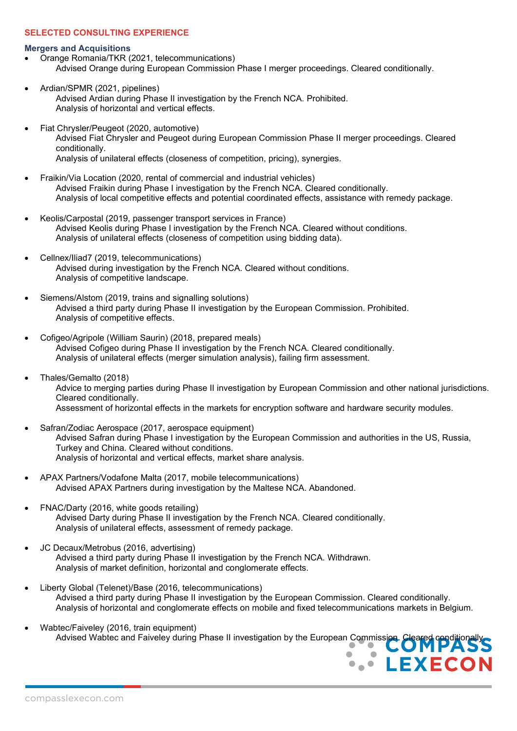## SELECTED CONSULTING EXPERIENCE

### Mergers and Acquisitions

- Orange Romania/TKR (2021, telecommunications)
  Advised Orange during European Commission Phase I merger proceedings. Cleared conditionally.

- Ardian/SPMR (2021, pipelines)
  Advised Ardian during Phase II investigation by the French NCA. Prohibited.
  Analysis of horizontal and vertical effects.

- Fiat Chrysler/Peugeot (2020, automotive)
  Advised Fiat Chrysler and Peugeot during European Commission Phase II merger proceedings. Cleared conditionally.
  Analysis of unilateral effects (closeness of competition, pricing), synergies.

- Fraikin/Via Location (2020, rental of commercial and industrial vehicles)
  Advised Fraikin during Phase I investigation by the French NCA. Cleared conditionally.
  Analysis of local competitive effects and potential coordinated effects, assistance with remedy package.

- Keolis/Carpostal (2019, passenger transport services in France)
  Advised Keolis during Phase I investigation by the French NCA. Cleared without conditions.
  Analysis of unilateral effects (closeness of competition using bidding data).

- Cellnex/Iliad7 (2019, telecommunications)
  Advised during investigation by the French NCA. Cleared without conditions.
  Analysis of competitive landscape.

- Siemens/Alstom (2019, trains and signalling solutions)
  Advised a third party during Phase II investigation by the European Commission. Prohibited.
  Analysis of competitive effects.

- Cofigeo/Agripole (William Saurin) (2018, prepared meals)
  Advised Cofigeo during Phase II investigation by the French NCA. Cleared conditionally.
  Analysis of unilateral effects (merger simulation analysis), failing firm assessment.

- Thales/Gemalto (2018)
  Advice to merging parties during Phase II investigation by European Commission and other national jurisdictions. Cleared conditionally.
  Assessment of horizontal effects in the markets for encryption software and hardware security modules.

- Safran/Zodiac Aerospace (2017, aerospace equipment)
  Advised Safran during Phase I investigation by the European Commission and authorities in the US, Russia, Turkey and China. Cleared without conditions.
  Analysis of horizontal and vertical effects, market share analysis.

- APAX Partners/Vodafone Malta (2017, mobile telecommunications)
  Advised APAX Partners during investigation by the Maltese NCA. Abandoned.

- FNAC/Darty (2016, white goods retailing)
  Advised Darty during Phase II investigation by the French NCA. Cleared conditionally.
  Analysis of unilateral effects, assessment of remedy package.

- JC Decaux/Metrobus (2016, advertising)
  Advised a third party during Phase II investigation by the French NCA. Withdrawn.
  Analysis of market definition, horizontal and conglomerate effects.

- Liberty Global (Telenet)/Base (2016, telecommunications)
  Advised a third party during Phase II investigation by the European Commission. Cleared conditionally.
  Analysis of horizontal and conglomerate effects on mobile and fixed telecommunications markets in Belgium.

- Wabtec/Faiveley (2016, train equipment)
  Advised Wabtec and Faiveley during Phase II investigation by the European Commission. Cleared conditionally.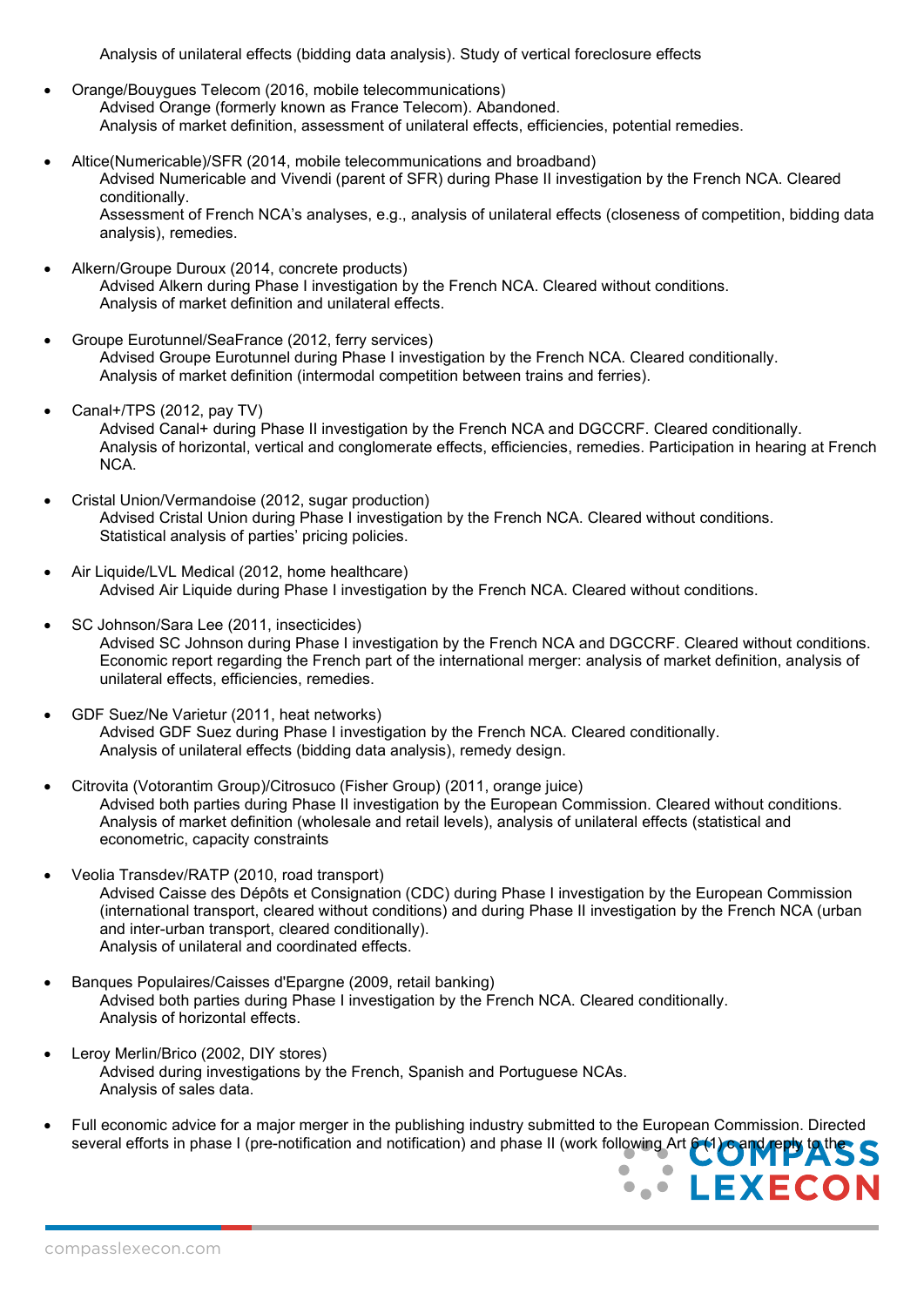Analysis of unilateral effects (bidding data analysis). Study of vertical foreclosure effects

- Orange/Bouygues Telecom (2016, mobile telecommunications)
  Advised Orange (formerly known as France Telecom). Abandoned.
  Analysis of market definition, assessment of unilateral effects, efficiencies, potential remedies.

- Altice(Numericable)/SFR (2014, mobile telecommunications and broadband)
  Advised Numericable and Vivendi (parent of SFR) during Phase II investigation by the French NCA. Cleared conditionally.
  Assessment of French NCA's analyses, e.g., analysis of unilateral effects (closeness of competition, bidding data analysis), remedies.

- Alkern/Groupe Duroux (2014, concrete products)
  Advised Alkern during Phase I investigation by the French NCA. Cleared without conditions.
  Analysis of market definition and unilateral effects.

- Groupe Eurotunnel/SeaFrance (2012, ferry services)
  Advised Groupe Eurotunnel during Phase I investigation by the French NCA. Cleared conditionally.
  Analysis of market definition (intermodal competition between trains and ferries).

- Canal+/TPS (2012, pay TV)
  Advised Canal+ during Phase II investigation by the French NCA and DGCCRF. Cleared conditionally.
  Analysis of horizontal, vertical and conglomerate effects, efficiencies, remedies. Participation in hearing at French NCA.

- Cristal Union/Vermandoise (2012, sugar production)
  Advised Cristal Union during Phase I investigation by the French NCA. Cleared without conditions.
  Statistical analysis of parties' pricing policies.

- Air Liquide/LVL Medical (2012, home healthcare)
  Advised Air Liquide during Phase I investigation by the French NCA. Cleared without conditions.

- SC Johnson/Sara Lee (2011, insecticides)
  Advised SC Johnson during Phase I investigation by the French NCA and DGCCRF. Cleared without conditions.
  Economic report regarding the French part of the international merger: analysis of market definition, analysis of unilateral effects, efficiencies, remedies.

- GDF Suez/Ne Varietur (2011, heat networks)
  Advised GDF Suez during Phase I investigation by the French NCA. Cleared conditionally.
  Analysis of unilateral effects (bidding data analysis), remedy design.

- Citrovita (Votorantim Group)/Citrosuco (Fisher Group) (2011, orange juice)
  Advised both parties during Phase II investigation by the European Commission. Cleared without conditions.
  Analysis of market definition (wholesale and retail levels), analysis of unilateral effects (statistical and econometric, capacity constraints

- Veolia Transdev/RATP (2010, road transport)
  Advised Caisse des Dépôts et Consignation (CDC) during Phase I investigation by the European Commission (international transport, cleared without conditions) and during Phase II investigation by the French NCA (urban and inter-urban transport, cleared conditionally).
  Analysis of unilateral and coordinated effects.

- Banques Populaires/Caisses d'Epargne (2009, retail banking)
  Advised both parties during Phase I investigation by the French NCA. Cleared conditionally.
  Analysis of horizontal effects.

- Leroy Merlin/Brico (2002, DIY stores)
  Advised during investigations by the French, Spanish and Portuguese NCAs.
  Analysis of sales data.

- Full economic advice for a major merger in the publishing industry submitted to the European Commission. Directed several efforts in phase I (pre-notification and notification) and phase II (work following Art 6 (1) c and reply to the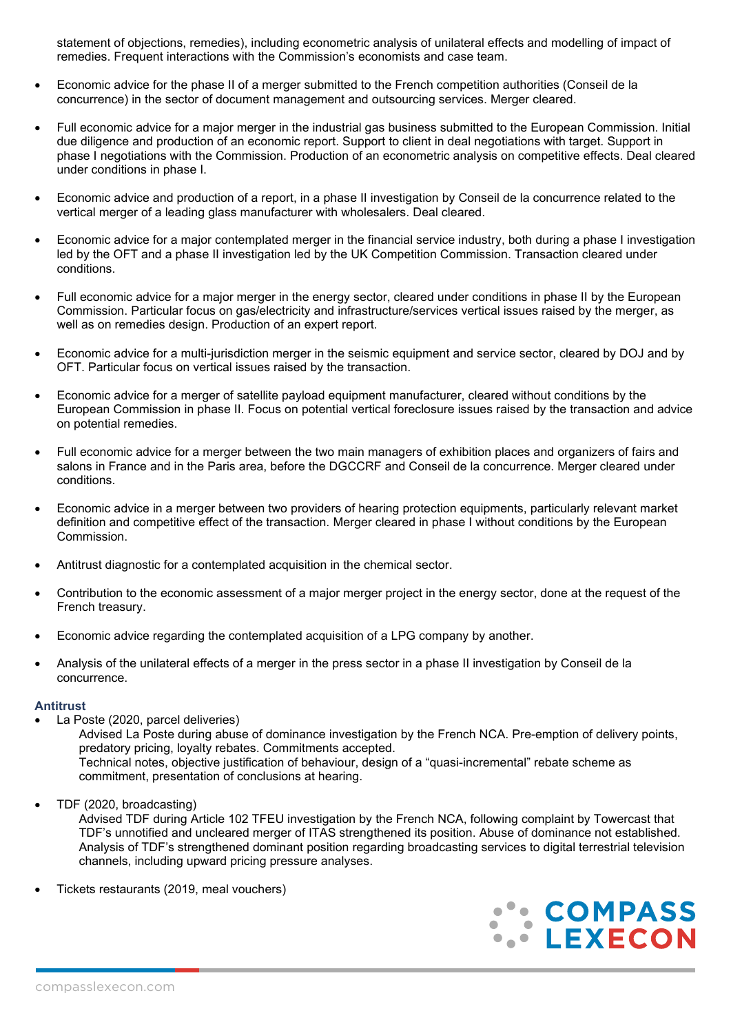statement of objections, remedies), including econometric analysis of unilateral effects and modelling of impact of remedies. Frequent interactions with the Commission's economists and case team.

- Economic advice for the phase II of a merger submitted to the French competition authorities (Conseil de la concurrence) in the sector of document management and outsourcing services. Merger cleared.
- Full economic advice for a major merger in the industrial gas business submitted to the European Commission. Initial due diligence and production of an economic report. Support to client in deal negotiations with target. Support in phase I negotiations with the Commission. Production of an econometric analysis on competitive effects. Deal cleared under conditions in phase I.
- Economic advice and production of a report, in a phase II investigation by Conseil de la concurrence related to the vertical merger of a leading glass manufacturer with wholesalers. Deal cleared.
- Economic advice for a major contemplated merger in the financial service industry, both during a phase I investigation led by the OFT and a phase II investigation led by the UK Competition Commission. Transaction cleared under conditions.
- Full economic advice for a major merger in the energy sector, cleared under conditions in phase II by the European Commission. Particular focus on gas/electricity and infrastructure/services vertical issues raised by the merger, as well as on remedies design. Production of an expert report.
- Economic advice for a multi-jurisdiction merger in the seismic equipment and service sector, cleared by DOJ and by OFT. Particular focus on vertical issues raised by the transaction.
- Economic advice for a merger of satellite payload equipment manufacturer, cleared without conditions by the European Commission in phase II. Focus on potential vertical foreclosure issues raised by the transaction and advice on potential remedies.
- Full economic advice for a merger between the two main managers of exhibition places and organizers of fairs and salons in France and in the Paris area, before the DGCCRF and Conseil de la concurrence. Merger cleared under conditions.
- Economic advice in a merger between two providers of hearing protection equipments, particularly relevant market definition and competitive effect of the transaction. Merger cleared in phase I without conditions by the European Commission.
- Antitrust diagnostic for a contemplated acquisition in the chemical sector.
- Contribution to the economic assessment of a major merger project in the energy sector, done at the request of the French treasury.
- Economic advice regarding the contemplated acquisition of a LPG company by another.
- Analysis of the unilateral effects of a merger in the press sector in a phase II investigation by Conseil de la concurrence.

### Antitrust

- La Poste (2020, parcel deliveries)

  Advised La Poste during abuse of dominance investigation by the French NCA. Pre-emption of delivery points, predatory pricing, loyalty rebates. Commitments accepted.

  Technical notes, objective justification of behaviour, design of a "quasi-incremental" rebate scheme as commitment, presentation of conclusions at hearing.

- TDF (2020, broadcasting)

  Advised TDF during Article 102 TFEU investigation by the French NCA, following complaint by Towercast that TDF's unnotified and uncleared merger of ITAS strengthened its position. Abuse of dominance not established. Analysis of TDF's strengthened dominant position regarding broadcasting services to digital terrestrial television channels, including upward pricing pressure analyses.

- Tickets restaurants (2019, meal vouchers)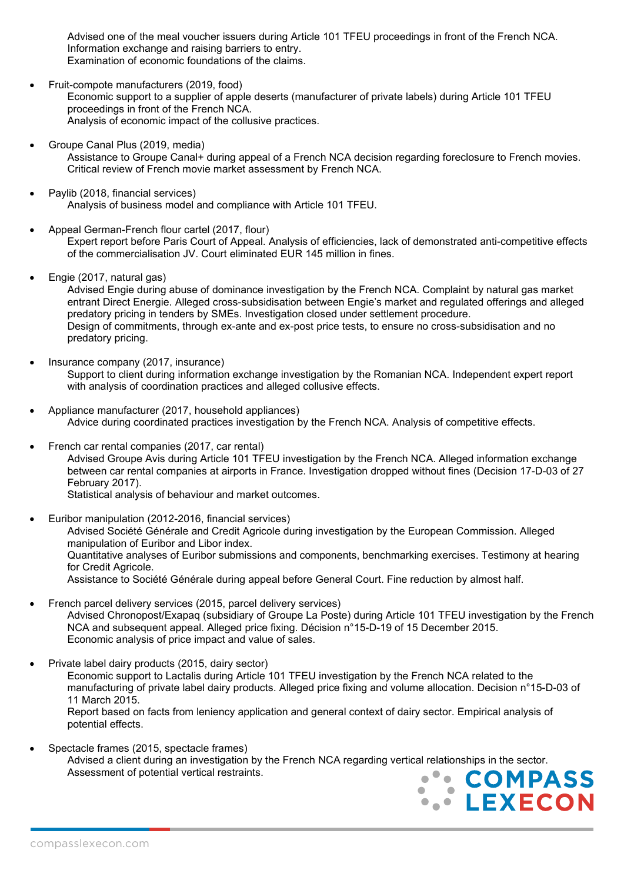Advised one of the meal voucher issuers during Article 101 TFEU proceedings in front of the French NCA. Information exchange and raising barriers to entry.
Examination of economic foundations of the claims.

- Fruit-compote manufacturers (2019, food)
  Economic support to a supplier of apple deserts (manufacturer of private labels) during Article 101 TFEU proceedings in front of the French NCA.
  Analysis of economic impact of the collusive practices.

- Groupe Canal Plus (2019, media)
  Assistance to Groupe Canal+ during appeal of a French NCA decision regarding foreclosure to French movies. Critical review of French movie market assessment by French NCA.

- Paylib (2018, financial services)
  Analysis of business model and compliance with Article 101 TFEU.

- Appeal German-French flour cartel (2017, flour)
  Expert report before Paris Court of Appeal. Analysis of efficiencies, lack of demonstrated anti-competitive effects of the commercialisation JV. Court eliminated EUR 145 million in fines.

- Engie (2017, natural gas)
  Advised Engie during abuse of dominance investigation by the French NCA. Complaint by natural gas market entrant Direct Energie. Alleged cross-subsidisation between Engie's market and regulated offerings and alleged predatory pricing in tenders by SMEs. Investigation closed under settlement procedure.
  Design of commitments, through ex-ante and ex-post price tests, to ensure no cross-subsidisation and no predatory pricing.

- Insurance company (2017, insurance)
  Support to client during information exchange investigation by the Romanian NCA. Independent expert report with analysis of coordination practices and alleged collusive effects.

- Appliance manufacturer (2017, household appliances)
  Advice during coordinated practices investigation by the French NCA. Analysis of competitive effects.

- French car rental companies (2017, car rental)
  Advised Groupe Avis during Article 101 TFEU investigation by the French NCA. Alleged information exchange between car rental companies at airports in France. Investigation dropped without fines (Decision 17-D-03 of 27 February 2017).
  Statistical analysis of behaviour and market outcomes.

- Euribor manipulation (2012-2016, financial services)
  Advised Société Générale and Credit Agricole during investigation by the European Commission. Alleged manipulation of Euribor and Libor index.
  Quantitative analyses of Euribor submissions and components, benchmarking exercises. Testimony at hearing for Credit Agricole.
  Assistance to Société Générale during appeal before General Court. Fine reduction by almost half.

- French parcel delivery services (2015, parcel delivery services)
  Advised Chronopost/Exapaq (subsidiary of Groupe La Poste) during Article 101 TFEU investigation by the French NCA and subsequent appeal. Alleged price fixing. Décision n°15-D-19 of 15 December 2015.
  Economic analysis of price impact and value of sales.

- Private label dairy products (2015, dairy sector)
  Economic support to Lactalis during Article 101 TFEU investigation by the French NCA related to the manufacturing of private label dairy products. Alleged price fixing and volume allocation. Decision n°15-D-03 of 11 March 2015.
  Report based on facts from leniency application and general context of dairy sector. Empirical analysis of potential effects.

- Spectacle frames (2015, spectacle frames)
  Advised a client during an investigation by the French NCA regarding vertical relationships in the sector.
  Assessment of potential vertical restraints.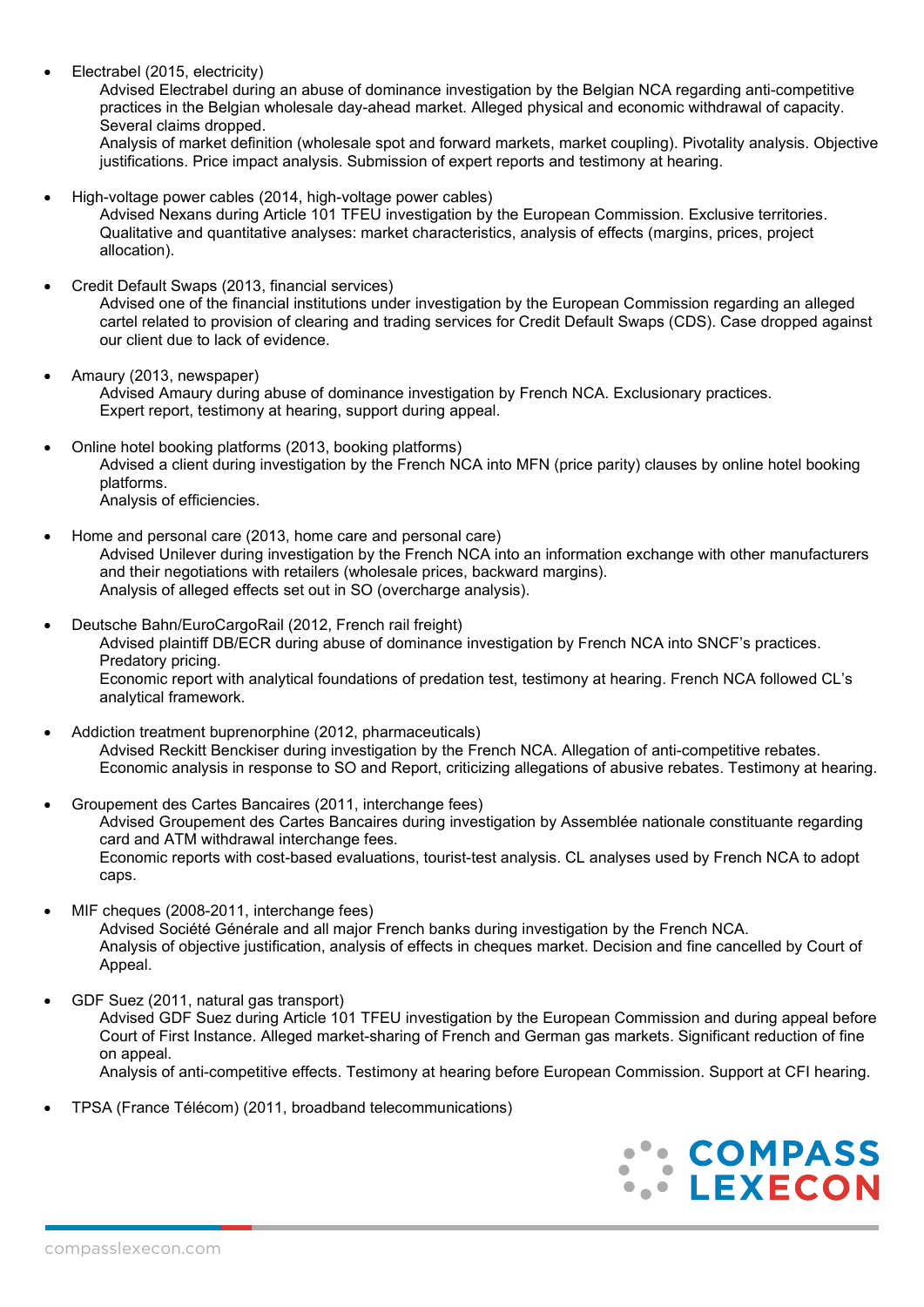- Electrabel (2015, electricity)
  Advised Electrabel during an abuse of dominance investigation by the Belgian NCA regarding anti-competitive practices in the Belgian wholesale day-ahead market. Alleged physical and economic withdrawal of capacity. Several claims dropped.
  Analysis of market definition (wholesale spot and forward markets, market coupling). Pivotality analysis. Objective justifications. Price impact analysis. Submission of expert reports and testimony at hearing.

- High-voltage power cables (2014, high-voltage power cables)
  Advised Nexans during Article 101 TFEU investigation by the European Commission. Exclusive territories. Qualitative and quantitative analyses: market characteristics, analysis of effects (margins, prices, project allocation).

- Credit Default Swaps (2013, financial services)
  Advised one of the financial institutions under investigation by the European Commission regarding an alleged cartel related to provision of clearing and trading services for Credit Default Swaps (CDS). Case dropped against our client due to lack of evidence.

- Amaury (2013, newspaper)
  Advised Amaury during abuse of dominance investigation by French NCA. Exclusionary practices.
  Expert report, testimony at hearing, support during appeal.

- Online hotel booking platforms (2013, booking platforms)
  Advised a client during investigation by the French NCA into MFN (price parity) clauses by online hotel booking platforms.
  Analysis of efficiencies.

- Home and personal care (2013, home care and personal care)
  Advised Unilever during investigation by the French NCA into an information exchange with other manufacturers and their negotiations with retailers (wholesale prices, backward margins).
  Analysis of alleged effects set out in SO (overcharge analysis).

- Deutsche Bahn/EuroCargoRail (2012, French rail freight)
  Advised plaintiff DB/ECR during abuse of dominance investigation by French NCA into SNCF's practices. Predatory pricing.
  Economic report with analytical foundations of predation test, testimony at hearing. French NCA followed CL's analytical framework.

- Addiction treatment buprenorphine (2012, pharmaceuticals)
  Advised Reckitt Benckiser during investigation by the French NCA. Allegation of anti-competitive rebates.
  Economic analysis in response to SO and Report, criticizing allegations of abusive rebates. Testimony at hearing.

- Groupement des Cartes Bancaires (2011, interchange fees)
  Advised Groupement des Cartes Bancaires during investigation by Assemblée nationale constituante regarding card and ATM withdrawal interchange fees.
  Economic reports with cost-based evaluations, tourist-test analysis. CL analyses used by French NCA to adopt caps.

- MIF cheques (2008-2011, interchange fees)
  Advised Société Générale and all major French banks during investigation by the French NCA.
  Analysis of objective justification, analysis of effects in cheques market. Decision and fine cancelled by Court of Appeal.

- GDF Suez (2011, natural gas transport)
  Advised GDF Suez during Article 101 TFEU investigation by the European Commission and during appeal before Court of First Instance. Alleged market-sharing of French and German gas markets. Significant reduction of fine on appeal.
  Analysis of anti-competitive effects. Testimony at hearing before European Commission. Support at CFI hearing.

- TPSA (France Télécom) (2011, broadband telecommunications)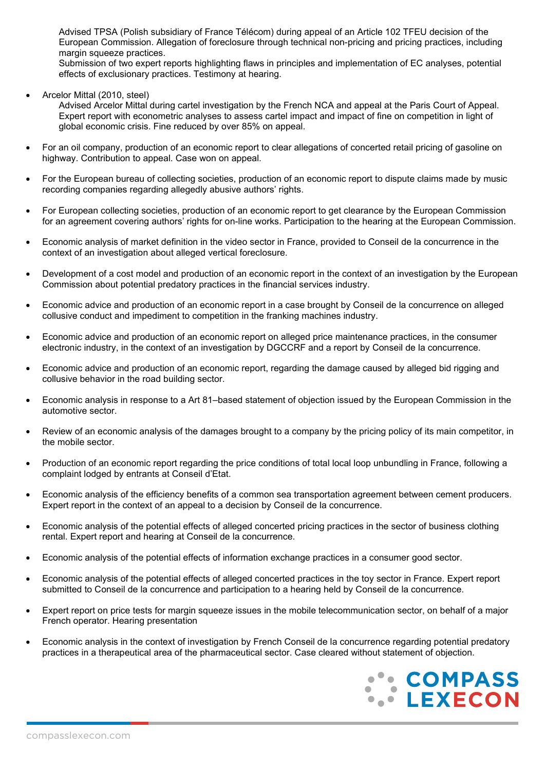Advised TPSA (Polish subsidiary of France Télécom) during appeal of an Article 102 TFEU decision of the European Commission. Allegation of foreclosure through technical non-pricing and pricing practices, including margin squeeze practices.
Submission of two expert reports highlighting flaws in principles and implementation of EC analyses, potential effects of exclusionary practices. Testimony at hearing.

- Arcelor Mittal (2010, steel)
  Advised Arcelor Mittal during cartel investigation by the French NCA and appeal at the Paris Court of Appeal. Expert report with econometric analyses to assess cartel impact and impact of fine on competition in light of global economic crisis. Fine reduced by over 85% on appeal.

- For an oil company, production of an economic report to clear allegations of concerted retail pricing of gasoline on highway. Contribution to appeal. Case won on appeal.

- For the European bureau of collecting societies, production of an economic report to dispute claims made by music recording companies regarding allegedly abusive authors' rights.

- For European collecting societies, production of an economic report to get clearance by the European Commission for an agreement covering authors' rights for on-line works. Participation to the hearing at the European Commission.

- Economic analysis of market definition in the video sector in France, provided to Conseil de la concurrence in the context of an investigation about alleged vertical foreclosure.

- Development of a cost model and production of an economic report in the context of an investigation by the European Commission about potential predatory practices in the financial services industry.

- Economic advice and production of an economic report in a case brought by Conseil de la concurrence on alleged collusive conduct and impediment to competition in the franking machines industry.

- Economic advice and production of an economic report on alleged price maintenance practices, in the consumer electronic industry, in the context of an investigation by DGCCRF and a report by Conseil de la concurrence.

- Economic advice and production of an economic report, regarding the damage caused by alleged bid rigging and collusive behavior in the road building sector.

- Economic analysis in response to a Art 81–based statement of objection issued by the European Commission in the automotive sector.

- Review of an economic analysis of the damages brought to a company by the pricing policy of its main competitor, in the mobile sector.

- Production of an economic report regarding the price conditions of total local loop unbundling in France, following a complaint lodged by entrants at Conseil d'Etat.

- Economic analysis of the efficiency benefits of a common sea transportation agreement between cement producers. Expert report in the context of an appeal to a decision by Conseil de la concurrence.

- Economic analysis of the potential effects of alleged concerted pricing practices in the sector of business clothing rental. Expert report and hearing at Conseil de la concurrence.

- Economic analysis of the potential effects of information exchange practices in a consumer good sector.

- Economic analysis of the potential effects of alleged concerted practices in the toy sector in France. Expert report submitted to Conseil de la concurrence and participation to a hearing held by Conseil de la concurrence.

- Expert report on price tests for margin squeeze issues in the mobile telecommunication sector, on behalf of a major French operator. Hearing presentation

- Economic analysis in the context of investigation by French Conseil de la concurrence regarding potential predatory practices in a therapeutical area of the pharmaceutical sector. Case cleared without statement of objection.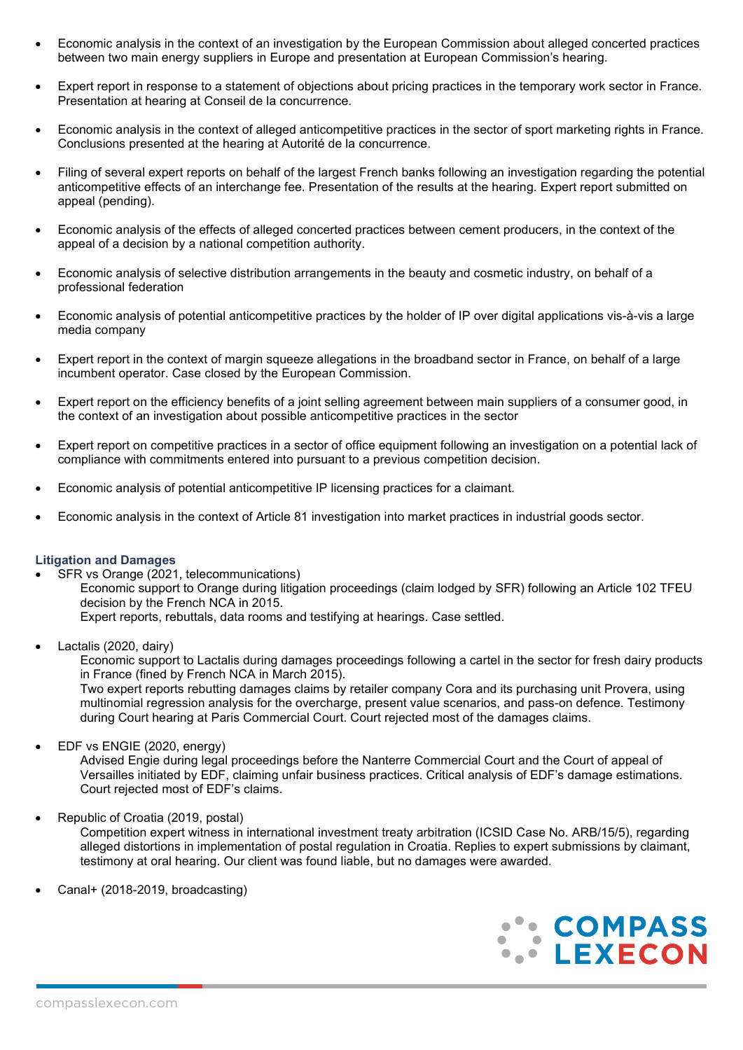- Economic analysis in the context of an investigation by the European Commission about alleged concerted practices between two main energy suppliers in Europe and presentation at European Commission's hearing.

- Expert report in response to a statement of objections about pricing practices in the temporary work sector in France. Presentation at hearing at Conseil de la concurrence.

- Economic analysis in the context of alleged anticompetitive practices in the sector of sport marketing rights in France. Conclusions presented at the hearing at Autorité de la concurrence.

- Filing of several expert reports on behalf of the largest French banks following an investigation regarding the potential anticompetitive effects of an interchange fee. Presentation of the results at the hearing. Expert report submitted on appeal (pending).

- Economic analysis of the effects of alleged concerted practices between cement producers, in the context of the appeal of a decision by a national competition authority.

- Economic analysis of selective distribution arrangements in the beauty and cosmetic industry, on behalf of a professional federation

- Economic analysis of potential anticompetitive practices by the holder of IP over digital applications vis-à-vis a large media company

- Expert report in the context of margin squeeze allegations in the broadband sector in France, on behalf of a large incumbent operator. Case closed by the European Commission.

- Expert report on the efficiency benefits of a joint selling agreement between main suppliers of a consumer good, in the context of an investigation about possible anticompetitive practices in the sector

- Expert report on competitive practices in a sector of office equipment following an investigation on a potential lack of compliance with commitments entered into pursuant to a previous competition decision.

- Economic analysis of potential anticompetitive IP licensing practices for a claimant.

- Economic analysis in the context of Article 81 investigation into market practices in industrial goods sector.

### Litigation and Damages

- SFR vs Orange (2021, telecommunications)

  Economic support to Orange during litigation proceedings (claim lodged by SFR) following an Article 102 TFEU decision by the French NCA in 2015.

  Expert reports, rebuttals, data rooms and testifying at hearings. Case settled.

- Lactalis (2020, dairy)

  Economic support to Lactalis during damages proceedings following a cartel in the sector for fresh dairy products in France (fined by French NCA in March 2015).

  Two expert reports rebutting damages claims by retailer company Cora and its purchasing unit Provera, using multinomial regression analysis for the overcharge, present value scenarios, and pass-on defence. Testimony during Court hearing at Paris Commercial Court. Court rejected most of the damages claims.

- EDF vs ENGIE (2020, energy)

  Advised Engie during legal proceedings before the Nanterre Commercial Court and the Court of appeal of Versailles initiated by EDF, claiming unfair business practices. Critical analysis of EDF's damage estimations. Court rejected most of EDF's claims.

- Republic of Croatia (2019, postal)

  Competition expert witness in international investment treaty arbitration (ICSID Case No. ARB/15/5), regarding alleged distortions in implementation of postal regulation in Croatia. Replies to expert submissions by claimant, testimony at oral hearing. Our client was found liable, but no damages were awarded.

- Canal+ (2018-2019, broadcasting)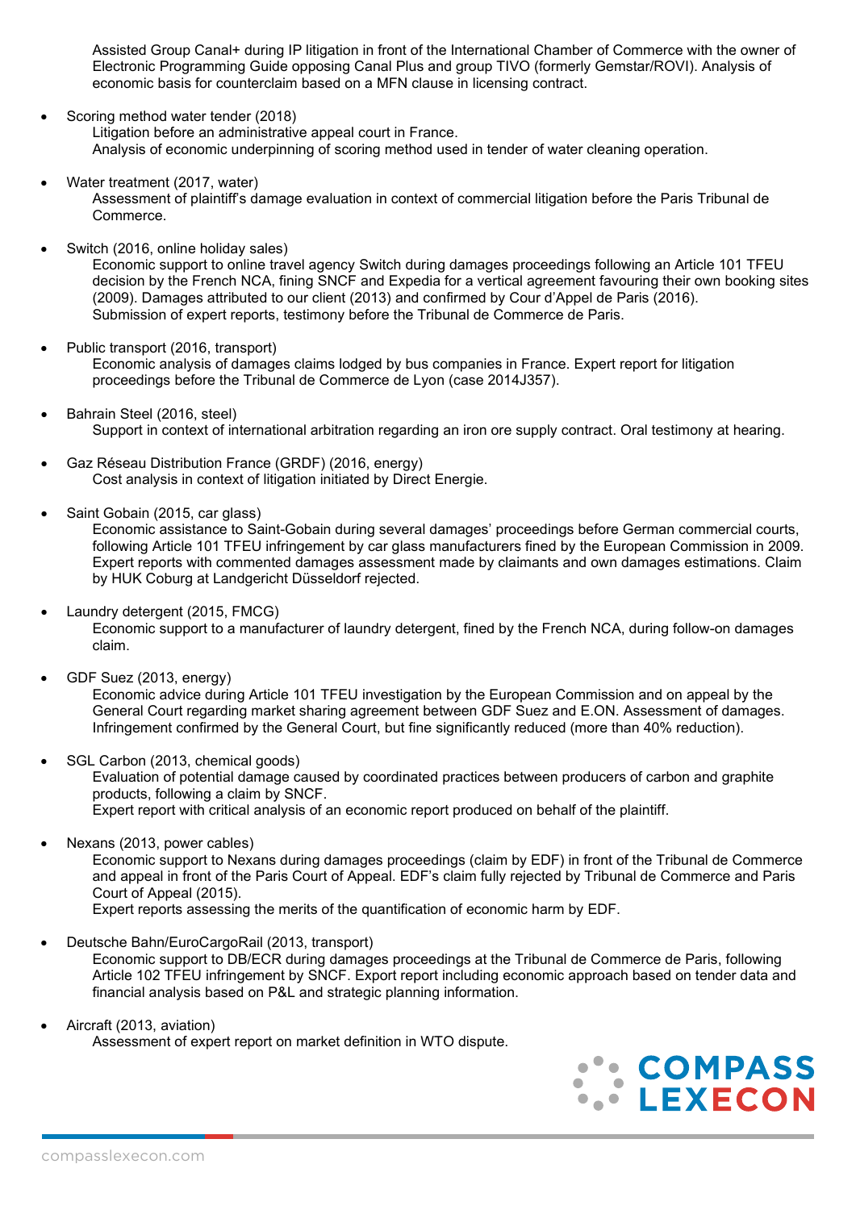Assisted Group Canal+ during IP litigation in front of the International Chamber of Commerce with the owner of Electronic Programming Guide opposing Canal Plus and group TIVO (formerly Gemstar/ROVI). Analysis of economic basis for counterclaim based on a MFN clause in licensing contract.

- Scoring method water tender (2018)
  Litigation before an administrative appeal court in France.
  Analysis of economic underpinning of scoring method used in tender of water cleaning operation.

- Water treatment (2017, water)
  Assessment of plaintiff's damage evaluation in context of commercial litigation before the Paris Tribunal de Commerce.

- Switch (2016, online holiday sales)
  Economic support to online travel agency Switch during damages proceedings following an Article 101 TFEU decision by the French NCA, fining SNCF and Expedia for a vertical agreement favouring their own booking sites (2009). Damages attributed to our client (2013) and confirmed by Cour d'Appel de Paris (2016).
  Submission of expert reports, testimony before the Tribunal de Commerce de Paris.

- Public transport (2016, transport)
  Economic analysis of damages claims lodged by bus companies in France. Expert report for litigation proceedings before the Tribunal de Commerce de Lyon (case 2014J357).

- Bahrain Steel (2016, steel)
  Support in context of international arbitration regarding an iron ore supply contract. Oral testimony at hearing.

- Gaz Réseau Distribution France (GRDF) (2016, energy)
  Cost analysis in context of litigation initiated by Direct Energie.

- Saint Gobain (2015, car glass)
  Economic assistance to Saint-Gobain during several damages' proceedings before German commercial courts, following Article 101 TFEU infringement by car glass manufacturers fined by the European Commission in 2009. Expert reports with commented damages assessment made by claimants and own damages estimations. Claim by HUK Coburg at Landgericht Düsseldorf rejected.

- Laundry detergent (2015, FMCG)
  Economic support to a manufacturer of laundry detergent, fined by the French NCA, during follow-on damages claim.

- GDF Suez (2013, energy)
  Economic advice during Article 101 TFEU investigation by the European Commission and on appeal by the General Court regarding market sharing agreement between GDF Suez and E.ON. Assessment of damages. Infringement confirmed by the General Court, but fine significantly reduced (more than 40% reduction).

- SGL Carbon (2013, chemical goods)
  Evaluation of potential damage caused by coordinated practices between producers of carbon and graphite products, following a claim by SNCF.
  Expert report with critical analysis of an economic report produced on behalf of the plaintiff.

- Nexans (2013, power cables)
  Economic support to Nexans during damages proceedings (claim by EDF) in front of the Tribunal de Commerce and appeal in front of the Paris Court of Appeal. EDF's claim fully rejected by Tribunal de Commerce and Paris Court of Appeal (2015).
  Expert reports assessing the merits of the quantification of economic harm by EDF.

- Deutsche Bahn/EuroCargoRail (2013, transport)
  Economic support to DB/ECR during damages proceedings at the Tribunal de Commerce de Paris, following Article 102 TFEU infringement by SNCF. Export report including economic approach based on tender data and financial analysis based on P&L and strategic planning information.

- Aircraft (2013, aviation)
  Assessment of expert report on market definition in WTO dispute.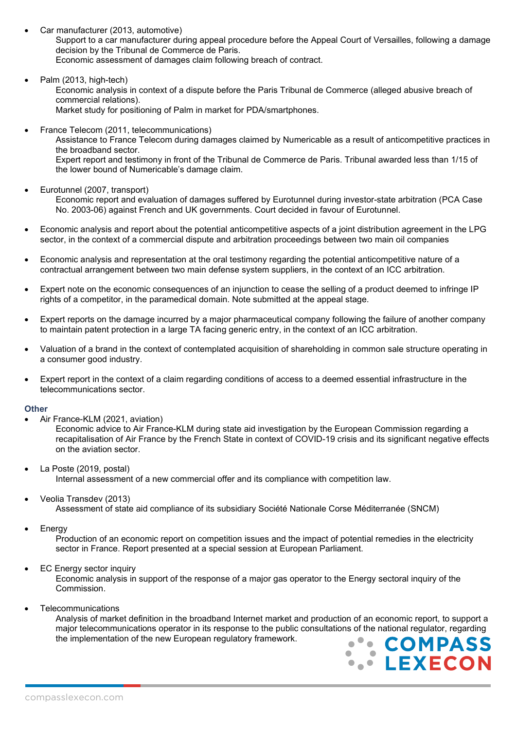- Car manufacturer (2013, automotive)
  Support to a car manufacturer during appeal procedure before the Appeal Court of Versailles, following a damage decision by the Tribunal de Commerce de Paris.
  Economic assessment of damages claim following breach of contract.

- Palm (2013, high-tech)
  Economic analysis in context of a dispute before the Paris Tribunal de Commerce (alleged abusive breach of commercial relations).
  Market study for positioning of Palm in market for PDA/smartphones.

- France Telecom (2011, telecommunications)
  Assistance to France Telecom during damages claimed by Numericable as a result of anticompetitive practices in the broadband sector.
  Expert report and testimony in front of the Tribunal de Commerce de Paris. Tribunal awarded less than 1/15 of the lower bound of Numericable's damage claim.

- Eurotunnel (2007, transport)
  Economic report and evaluation of damages suffered by Eurotunnel during investor-state arbitration (PCA Case No. 2003-06) against French and UK governments. Court decided in favour of Eurotunnel.

- Economic analysis and report about the potential anticompetitive aspects of a joint distribution agreement in the LPG sector, in the context of a commercial dispute and arbitration proceedings between two main oil companies

- Economic analysis and representation at the oral testimony regarding the potential anticompetitive nature of a contractual arrangement between two main defense system suppliers, in the context of an ICC arbitration.

- Expert note on the economic consequences of an injunction to cease the selling of a product deemed to infringe IP rights of a competitor, in the paramedical domain. Note submitted at the appeal stage.

- Expert reports on the damage incurred by a major pharmaceutical company following the failure of another company to maintain patent protection in a large TA facing generic entry, in the context of an ICC arbitration.

- Valuation of a brand in the context of contemplated acquisition of shareholding in common sale structure operating in a consumer good industry.

- Expert report in the context of a claim regarding conditions of access to a deemed essential infrastructure in the telecommunications sector.

### Other

- Air France-KLM (2021, aviation)
  Economic advice to Air France-KLM during state aid investigation by the European Commission regarding a recapitalisation of Air France by the French State in context of COVID-19 crisis and its significant negative effects on the aviation sector.

- La Poste (2019, postal)
  Internal assessment of a new commercial offer and its compliance with competition law.

- Veolia Transdev (2013)
  Assessment of state aid compliance of its subsidiary Société Nationale Corse Méditerranée (SNCM)

- Energy
  Production of an economic report on competition issues and the impact of potential remedies in the electricity sector in France. Report presented at a special session at European Parliament.

- EC Energy sector inquiry
  Economic analysis in support of the response of a major gas operator to the Energy sectoral inquiry of the Commission.

- Telecommunications
  Analysis of market definition in the broadband Internet market and production of an economic report, to support a major telecommunications operator in its response to the public consultations of the national regulator, regarding the implementation of the new European regulatory framework.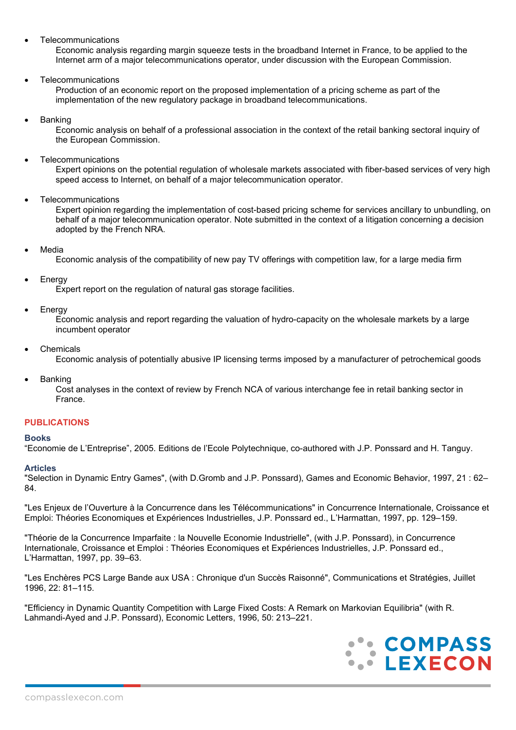- Telecommunications
  Economic analysis regarding margin squeeze tests in the broadband Internet in France, to be applied to the Internet arm of a major telecommunications operator, under discussion with the European Commission.

- Telecommunications
  Production of an economic report on the proposed implementation of a pricing scheme as part of the implementation of the new regulatory package in broadband telecommunications.

- Banking
  Economic analysis on behalf of a professional association in the context of the retail banking sectoral inquiry of the European Commission.

- Telecommunications
  Expert opinions on the potential regulation of wholesale markets associated with fiber-based services of very high speed access to Internet, on behalf of a major telecommunication operator.

- Telecommunications
  Expert opinion regarding the implementation of cost-based pricing scheme for services ancillary to unbundling, on behalf of a major telecommunication operator. Note submitted in the context of a litigation concerning a decision adopted by the French NRA.

- Media
  Economic analysis of the compatibility of new pay TV offerings with competition law, for a large media firm

- Energy
  Expert report on the regulation of natural gas storage facilities.

- Energy
  Economic analysis and report regarding the valuation of hydro-capacity on the wholesale markets by a large incumbent operator

- Chemicals
  Economic analysis of potentially abusive IP licensing terms imposed by a manufacturer of petrochemical goods

- Banking
  Cost analyses in the context of review by French NCA of various interchange fee in retail banking sector in France.

## PUBLICATIONS

### Books

"Economie de L'Entreprise", 2005. Editions de l'Ecole Polytechnique, co-authored with J.P. Ponssard and H. Tanguy.

### Articles

"Selection in Dynamic Entry Games", (with D.Gromb and J.P. Ponssard), Games and Economic Behavior, 1997, 21 : 62–84.

"Les Enjeux de l'Ouverture à la Concurrence dans les Télécommunications" in Concurrence Internationale, Croissance et Emploi: Théories Economiques et Expériences Industrielles, J.P. Ponssard ed., L'Harmattan, 1997, pp. 129–159.

"Théorie de la Concurrence Imparfaite : la Nouvelle Economie Industrielle", (with J.P. Ponssard), in Concurrence Internationale, Croissance et Emploi : Théories Economiques et Expériences Industrielles, J.P. Ponssard ed., L'Harmattan, 1997, pp. 39–63.

"Les Enchères PCS Large Bande aux USA : Chronique d'un Succès Raisonné", Communications et Stratégies, Juillet 1996, 22: 81–115.

"Efficiency in Dynamic Quantity Competition with Large Fixed Costs: A Remark on Markovian Equilibria" (with R. Lahmandi-Ayed and J.P. Ponssard), Economic Letters, 1996, 50: 213–221.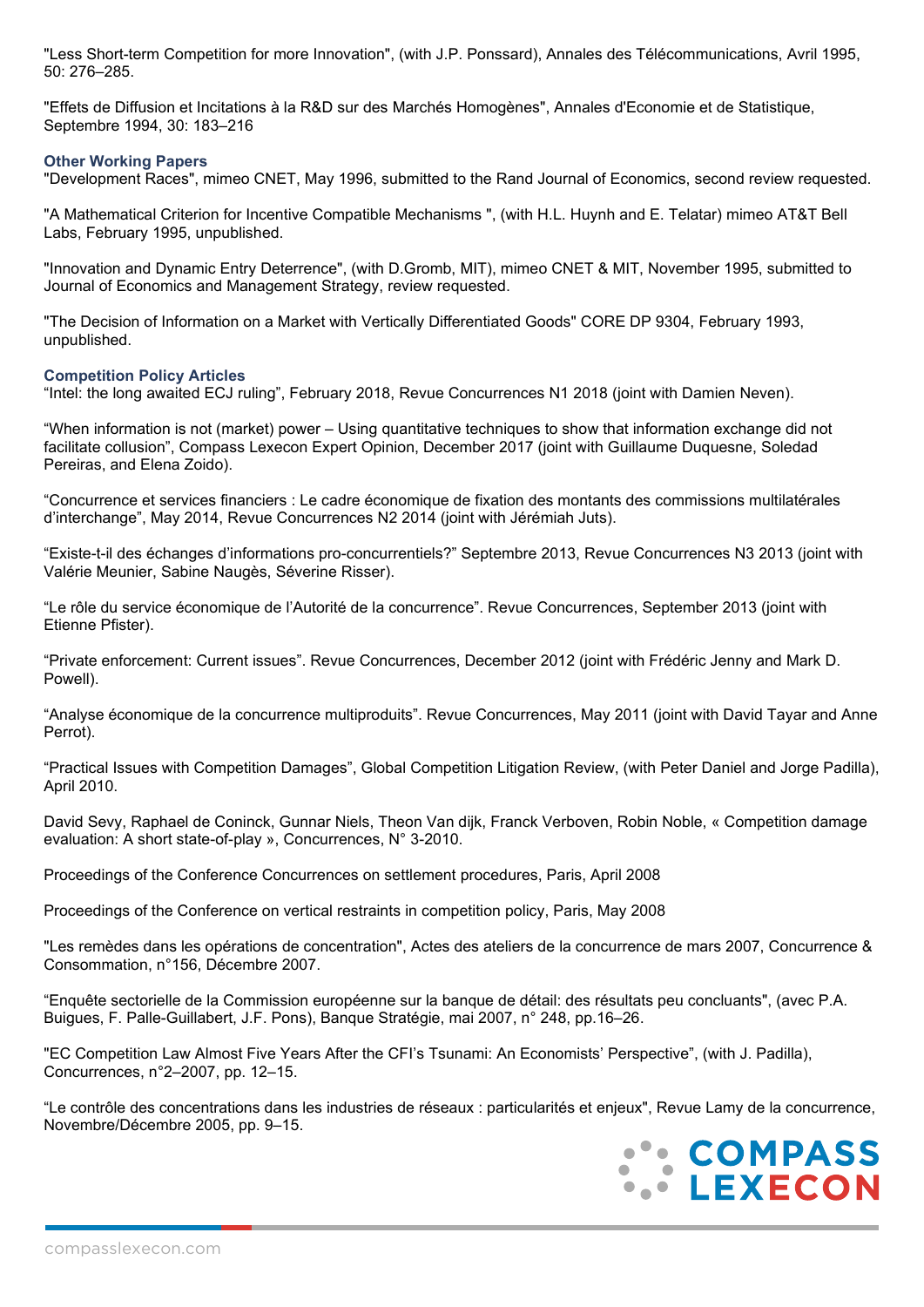"Less Short-term Competition for more Innovation", (with J.P. Ponssard), Annales des Télécommunications, Avril 1995, 50: 276–285.

"Effets de Diffusion et Incitations à la R&D sur des Marchés Homogènes", Annales d'Economie et de Statistique, Septembre 1994, 30: 183–216

### Other Working Papers

"Development Races", mimeo CNET, May 1996, submitted to the Rand Journal of Economics, second review requested.

"A Mathematical Criterion for Incentive Compatible Mechanisms ", (with H.L. Huynh and E. Telatar) mimeo AT&T Bell Labs, February 1995, unpublished.

"Innovation and Dynamic Entry Deterrence", (with D.Gromb, MIT), mimeo CNET & MIT, November 1995, submitted to Journal of Economics and Management Strategy, review requested.

"The Decision of Information on a Market with Vertically Differentiated Goods" CORE DP 9304, February 1993, unpublished.

### Competition Policy Articles

"Intel: the long awaited ECJ ruling", February 2018, Revue Concurrences N1 2018 (joint with Damien Neven).

"When information is not (market) power – Using quantitative techniques to show that information exchange did not facilitate collusion", Compass Lexecon Expert Opinion, December 2017 (joint with Guillaume Duquesne, Soledad Pereiras, and Elena Zoido).

"Concurrence et services financiers : Le cadre économique de fixation des montants des commissions multilatérales d'interchange", May 2014, Revue Concurrences N2 2014 (joint with Jérémiah Juts).

"Existe-t-il des échanges d'informations pro-concurrentiels?" Septembre 2013, Revue Concurrences N3 2013 (joint with Valérie Meunier, Sabine Naugès, Séverine Risser).

"Le rôle du service économique de l'Autorité de la concurrence". Revue Concurrences, September 2013 (joint with Etienne Pfister).

"Private enforcement: Current issues". Revue Concurrences, December 2012 (joint with Frédéric Jenny and Mark D. Powell).

"Analyse économique de la concurrence multiproduits". Revue Concurrences, May 2011 (joint with David Tayar and Anne Perrot).

"Practical Issues with Competition Damages", Global Competition Litigation Review, (with Peter Daniel and Jorge Padilla), April 2010.

David Sevy, Raphael de Coninck, Gunnar Niels, Theon Van dijk, Franck Verboven, Robin Noble, « Competition damage evaluation: A short state-of-play », Concurrences, N° 3-2010.

Proceedings of the Conference Concurrences on settlement procedures, Paris, April 2008

Proceedings of the Conference on vertical restraints in competition policy, Paris, May 2008

"Les remèdes dans les opérations de concentration", Actes des ateliers de la concurrence de mars 2007, Concurrence & Consommation, n°156, Décembre 2007.

"Enquête sectorielle de la Commission européenne sur la banque de détail: des résultats peu concluants", (avec P.A. Buigues, F. Palle-Guillabert, J.F. Pons), Banque Stratégie, mai 2007, n° 248, pp.16–26.

"EC Competition Law Almost Five Years After the CFI's Tsunami: An Economists' Perspective", (with J. Padilla), Concurrences, n°2–2007, pp. 12–15.

"Le contrôle des concentrations dans les industries de réseaux : particularités et enjeux", Revue Lamy de la concurrence, Novembre/Décembre 2005, pp. 9–15.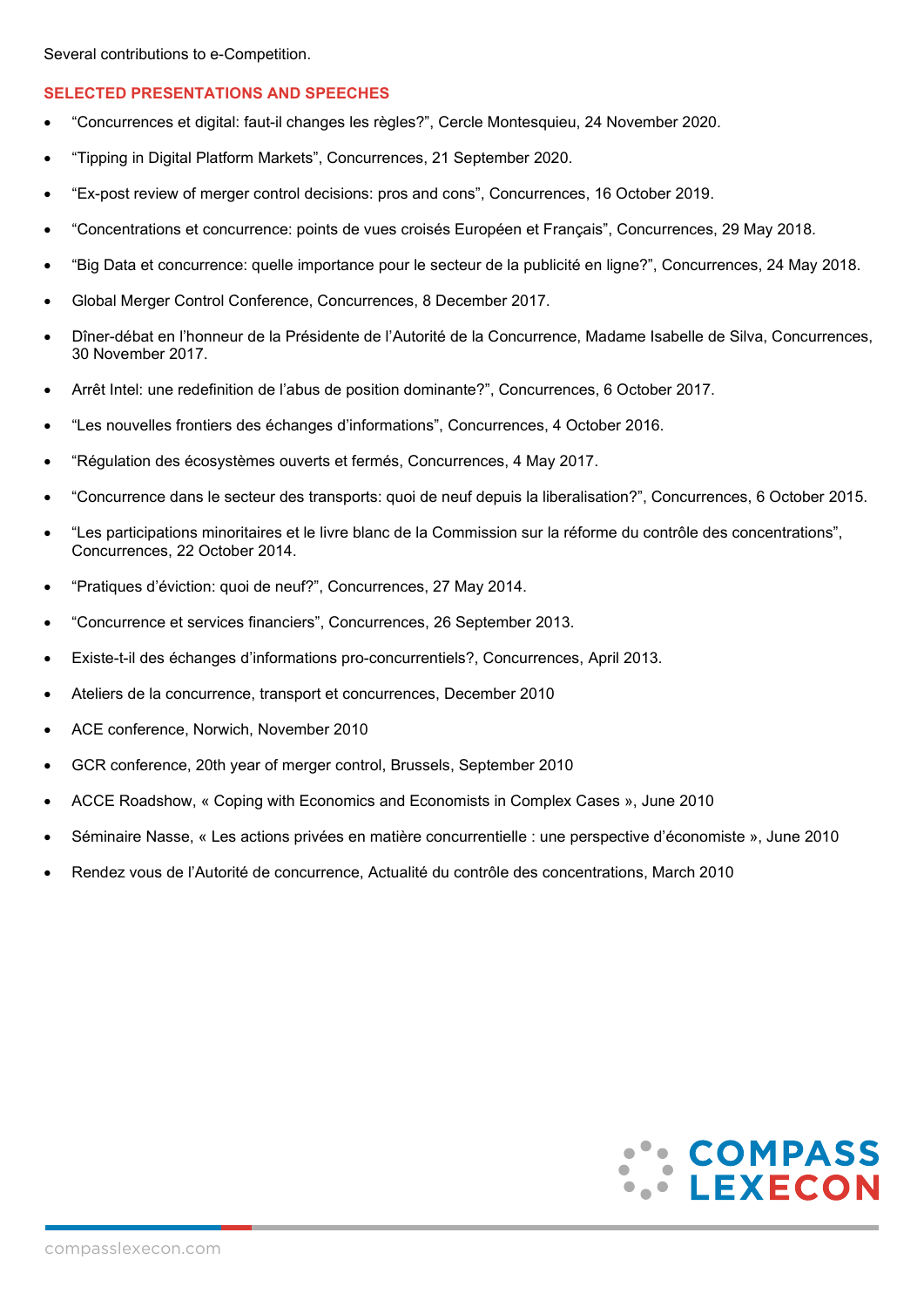Several contributions to e-Competition.

## SELECTED PRESENTATIONS AND SPEECHES

- “Concurrences et digital: faut-il changes les règles?”, Cercle Montesquieu, 24 November 2020.
- “Tipping in Digital Platform Markets”, Concurrences, 21 September 2020.
- “Ex-post review of merger control decisions: pros and cons”, Concurrences, 16 October 2019.
- “Concentrations et concurrence: points de vues croisés Européen et Français”, Concurrences, 29 May 2018.
- “Big Data et concurrence: quelle importance pour le secteur de la publicité en ligne?”, Concurrences, 24 May 2018.
- Global Merger Control Conference, Concurrences, 8 December 2017.
- Dîner-débat en l’honneur de la Présidente de l’Autorité de la Concurrence, Madame Isabelle de Silva, Concurrences, 30 November 2017.
- Arrêt Intel: une redefinition de l’abus de position dominante?”, Concurrences, 6 October 2017.
- “Les nouvelles frontiers des échanges d’informations”, Concurrences, 4 October 2016.
- “Régulation des écosystèmes ouverts et fermés, Concurrences, 4 May 2017.
- “Concurrence dans le secteur des transports: quoi de neuf depuis la liberalisation?”, Concurrences, 6 October 2015.
- “Les participations minoritaires et le livre blanc de la Commission sur la réforme du contrôle des concentrations”, Concurrences, 22 October 2014.
- “Pratiques d’éviction: quoi de neuf?”, Concurrences, 27 May 2014.
- “Concurrence et services financiers”, Concurrences, 26 September 2013.
- Existe-t-il des échanges d’informations pro-concurrentiels?, Concurrences, April 2013.
- Ateliers de la concurrence, transport et concurrences, December 2010
- ACE conference, Norwich, November 2010
- GCR conference, 20th year of merger control, Brussels, September 2010
- ACCE Roadshow, « Coping with Economics and Economists in Complex Cases », June 2010
- Séminaire Nasse, « Les actions privées en matière concurrentielle : une perspective d’économiste », June 2010
- Rendez vous de l’Autorité de concurrence, Actualité du contrôle des concentrations, March 2010